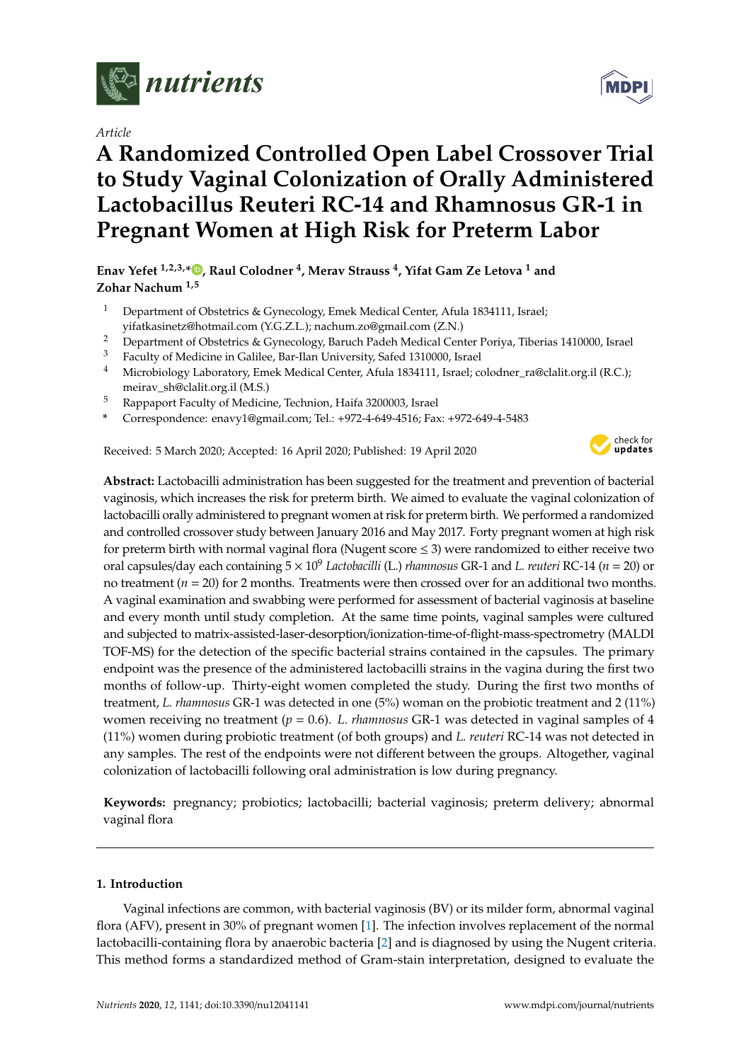*Article*

# A Randomized Controlled Open Label Crossover Trial to Study Vaginal Colonization of Orally Administered Lactobacillus Reuteri RC-14 and Rhamnosus GR-1 in Pregnant Women at High Risk for Preterm Labor

**Enav Yefet [1,2,3,*], Raul Colodner [4], Merav Strauss [4], Yifat Gam Ze Letova [1] and Zohar Nachum [1,5]**

[1] Department of Obstetrics & Gynecology, Emek Medical Center, Afula 1834111, Israel; yifatkasinetz@hotmail.com (Y.G.Z.L.); nachum.zo@gmail.com (Z.N.)
[2] Department of Obstetrics & Gynecology, Baruch Padeh Medical Center Poriya, Tiberias 1410000, Israel
[3] Faculty of Medicine in Galilee, Bar-Ilan University, Safed 1310000, Israel
[4] Microbiology Laboratory, Emek Medical Center, Afula 1834111, Israel; colodner_ra@clalit.org.il (R.C.); meirav_sh@clalit.org.il (M.S.)
[5] Rappaport Faculty of Medicine, Technion, Haifa 3200003, Israel
* Correspondence: enavy1@gmail.com; Tel.: +972-4-649-4516; Fax: +972-649-4-5483

Received: 5 March 2020; Accepted: 16 April 2020; Published: 19 April 2020

**Abstract:** Lactobacilli administration has been suggested for the treatment and prevention of bacterial vaginosis, which increases the risk for preterm birth. We aimed to evaluate the vaginal colonization of lactobacilli orally administered to pregnant women at risk for preterm birth. We performed a randomized and controlled crossover study between January 2016 and May 2017. Forty pregnant women at high risk for preterm birth with normal vaginal flora (Nugent score ≤ 3) were randomized to either receive two oral capsules/day each containing $5 \times 10^9$ *Lactobacilli* (L.) *rhamnosus* GR-1 and *L. reuteri* RC-14 ($n = 20$) or no treatment ($n = 20$) for 2 months. Treatments were then crossed over for an additional two months. A vaginal examination and swabbing were performed for assessment of bacterial vaginosis at baseline and every month until study completion. At the same time points, vaginal samples were cultured and subjected to matrix-assisted-laser-desorption/ionization-time-of-flight-mass-spectrometry (MALDI TOF-MS) for the detection of the specific bacterial strains contained in the capsules. The primary endpoint was the presence of the administered lactobacilli strains in the vagina during the first two months of follow-up. Thirty-eight women completed the study. During the first two months of treatment, *L. rhamnosus* GR-1 was detected in one (5%) woman on the probiotic treatment and 2 (11%) women receiving no treatment ($p = 0.6$). *L. rhamnosus* GR-1 was detected in vaginal samples of 4 (11%) women during probiotic treatment (of both groups) and *L. reuteri* RC-14 was not detected in any samples. The rest of the endpoints were not different between the groups. Altogether, vaginal colonization of lactobacilli following oral administration is low during pregnancy.

**Keywords:** pregnancy; probiotics; lactobacilli; bacterial vaginosis; preterm delivery; abnormal vaginal flora

## 1. Introduction

Vaginal infections are common, with bacterial vaginosis (BV) or its milder form, abnormal vaginal flora (AFV), present in 30% of pregnant women [1]. The infection involves replacement of the normal lactobacilli-containing flora by anaerobic bacteria [2] and is diagnosed by using the Nugent criteria. This method forms a standardized method of Gram-stain interpretation, designed to evaluate the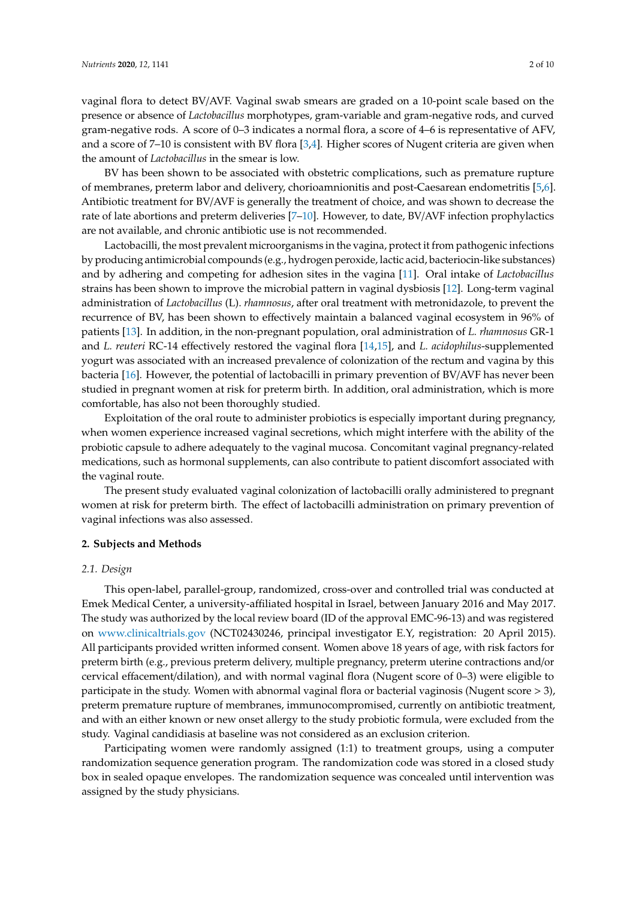vaginal flora to detect BV/AVF. Vaginal swab smears are graded on a 10-point scale based on the presence or absence of *Lactobacillus* morphotypes, gram-variable and gram-negative rods, and curved gram-negative rods. A score of 0–3 indicates a normal flora, a score of 4–6 is representative of AFV, and a score of 7–10 is consistent with BV flora [3,4]. Higher scores of Nugent criteria are given when the amount of *Lactobacillus* in the smear is low.

BV has been shown to be associated with obstetric complications, such as premature rupture of membranes, preterm labor and delivery, chorioamnionitis and post-Caesarean endometritis [5,6]. Antibiotic treatment for BV/AVF is generally the treatment of choice, and was shown to decrease the rate of late abortions and preterm deliveries [7–10]. However, to date, BV/AVF infection prophylactics are not available, and chronic antibiotic use is not recommended.

Lactobacilli, the most prevalent microorganisms in the vagina, protect it from pathogenic infections by producing antimicrobial compounds (e.g., hydrogen peroxide, lactic acid, bacteriocin-like substances) and by adhering and competing for adhesion sites in the vagina [11]. Oral intake of *Lactobacillus* strains has been shown to improve the microbial pattern in vaginal dysbiosis [12]. Long-term vaginal administration of *Lactobacillus* (L). *rhamnosus*, after oral treatment with metronidazole, to prevent the recurrence of BV, has been shown to effectively maintain a balanced vaginal ecosystem in 96% of patients [13]. In addition, in the non-pregnant population, oral administration of *L. rhamnosus* GR-1 and *L. reuteri* RC-14 effectively restored the vaginal flora [14,15], and *L. acidophilus*-supplemented yogurt was associated with an increased prevalence of colonization of the rectum and vagina by this bacteria [16]. However, the potential of lactobacilli in primary prevention of BV/AVF has never been studied in pregnant women at risk for preterm birth. In addition, oral administration, which is more comfortable, has also not been thoroughly studied.

Exploitation of the oral route to administer probiotics is especially important during pregnancy, when women experience increased vaginal secretions, which might interfere with the ability of the probiotic capsule to adhere adequately to the vaginal mucosa. Concomitant vaginal pregnancy-related medications, such as hormonal supplements, can also contribute to patient discomfort associated with the vaginal route.

The present study evaluated vaginal colonization of lactobacilli orally administered to pregnant women at risk for preterm birth. The effect of lactobacilli administration on primary prevention of vaginal infections was also assessed.

## 2. Subjects and Methods

### *2.1. Design*

This open-label, parallel-group, randomized, cross-over and controlled trial was conducted at Emek Medical Center, a university-affiliated hospital in Israel, between January 2016 and May 2017. The study was authorized by the local review board (ID of the approval EMC-96-13) and was registered on www.clinicaltrials.gov (NCT02430246, principal investigator E.Y, registration: 20 April 2015). All participants provided written informed consent. Women above 18 years of age, with risk factors for preterm birth (e.g., previous preterm delivery, multiple pregnancy, preterm uterine contractions and/or cervical effacement/dilation), and with normal vaginal flora (Nugent score of 0–3) were eligible to participate in the study. Women with abnormal vaginal flora or bacterial vaginosis (Nugent score > 3), preterm premature rupture of membranes, immunocompromised, currently on antibiotic treatment, and with an either known or new onset allergy to the study probiotic formula, were excluded from the study. Vaginal candidiasis at baseline was not considered as an exclusion criterion.

Participating women were randomly assigned (1:1) to treatment groups, using a computer randomization sequence generation program. The randomization code was stored in a closed study box in sealed opaque envelopes. The randomization sequence was concealed until intervention was assigned by the study physicians.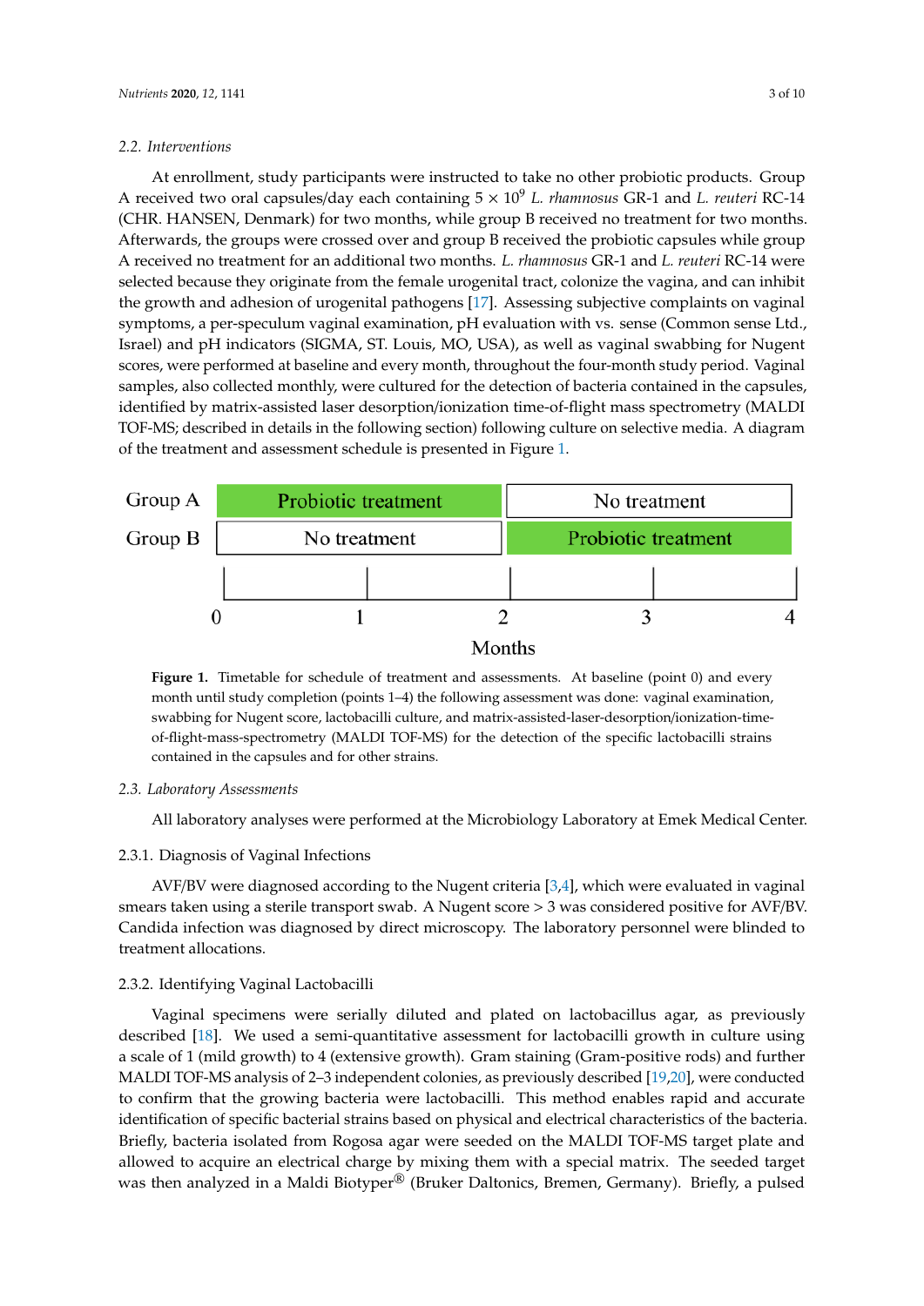### 2.2. Interventions

At enrollment, study participants were instructed to take no other probiotic products. Group A received two oral capsules/day each containing $5 \times 10^9$ *L. rhamnosus* GR-1 and *L. reuteri* RC-14 (CHR. HANSEN, Denmark) for two months, while group B received no treatment for two months. Afterwards, the groups were crossed over and group B received the probiotic capsules while group A received no treatment for an additional two months. *L. rhamnosus* GR-1 and *L. reuteri* RC-14 were selected because they originate from the female urogenital tract, colonize the vagina, and can inhibit the growth and adhesion of urogenital pathogens [17]. Assessing subjective complaints on vaginal symptoms, a per-speculum vaginal examination, pH evaluation with vs. sense (Common sense Ltd., Israel) and pH indicators (SIGMA, ST. Louis, MO, USA), as well as vaginal swabbing for Nugent scores, were performed at baseline and every month, throughout the four-month study period. Vaginal samples, also collected monthly, were cultured for the detection of bacteria contained in the capsules, identified by matrix-assisted laser desorption/ionization time-of-flight mass spectrometry (MALDI TOF-MS; described in details in the following section) following culture on selective media. A diagram of the treatment and assessment schedule is presented in Figure 1.

| | Months 0–2 | Months 2–4 |
| --- | --- | --- |
| Group A | Probiotic treatment | No treatment |
| Group B | No treatment | Probiotic treatment |

Months: 0, 1, 2, 3, 4

**Figure 1.** Timetable for schedule of treatment and assessments. At baseline (point 0) and every month until study completion (points 1–4) the following assessment was done: vaginal examination, swabbing for Nugent score, lactobacilli culture, and matrix-assisted-laser-desorption/ionization-time-of-flight-mass-spectrometry (MALDI TOF-MS) for the detection of the specific lactobacilli strains contained in the capsules and for other strains.

### 2.3. Laboratory Assessments

All laboratory analyses were performed at the Microbiology Laboratory at Emek Medical Center.

#### 2.3.1. Diagnosis of Vaginal Infections

AVF/BV were diagnosed according to the Nugent criteria [3,4], which were evaluated in vaginal smears taken using a sterile transport swab. A Nugent score > 3 was considered positive for AVF/BV. Candida infection was diagnosed by direct microscopy. The laboratory personnel were blinded to treatment allocations.

#### 2.3.2. Identifying Vaginal Lactobacilli

Vaginal specimens were serially diluted and plated on lactobacillus agar, as previously described [18]. We used a semi-quantitative assessment for lactobacilli growth in culture using a scale of 1 (mild growth) to 4 (extensive growth). Gram staining (Gram-positive rods) and further MALDI TOF-MS analysis of 2–3 independent colonies, as previously described [19,20], were conducted to confirm that the growing bacteria were lactobacilli. This method enables rapid and accurate identification of specific bacterial strains based on physical and electrical characteristics of the bacteria. Briefly, bacteria isolated from Rogosa agar were seeded on the MALDI TOF-MS target plate and allowed to acquire an electrical charge by mixing them with a special matrix. The seeded target was then analyzed in a Maldi Biotyper® (Bruker Daltonics, Bremen, Germany). Briefly, a pulsed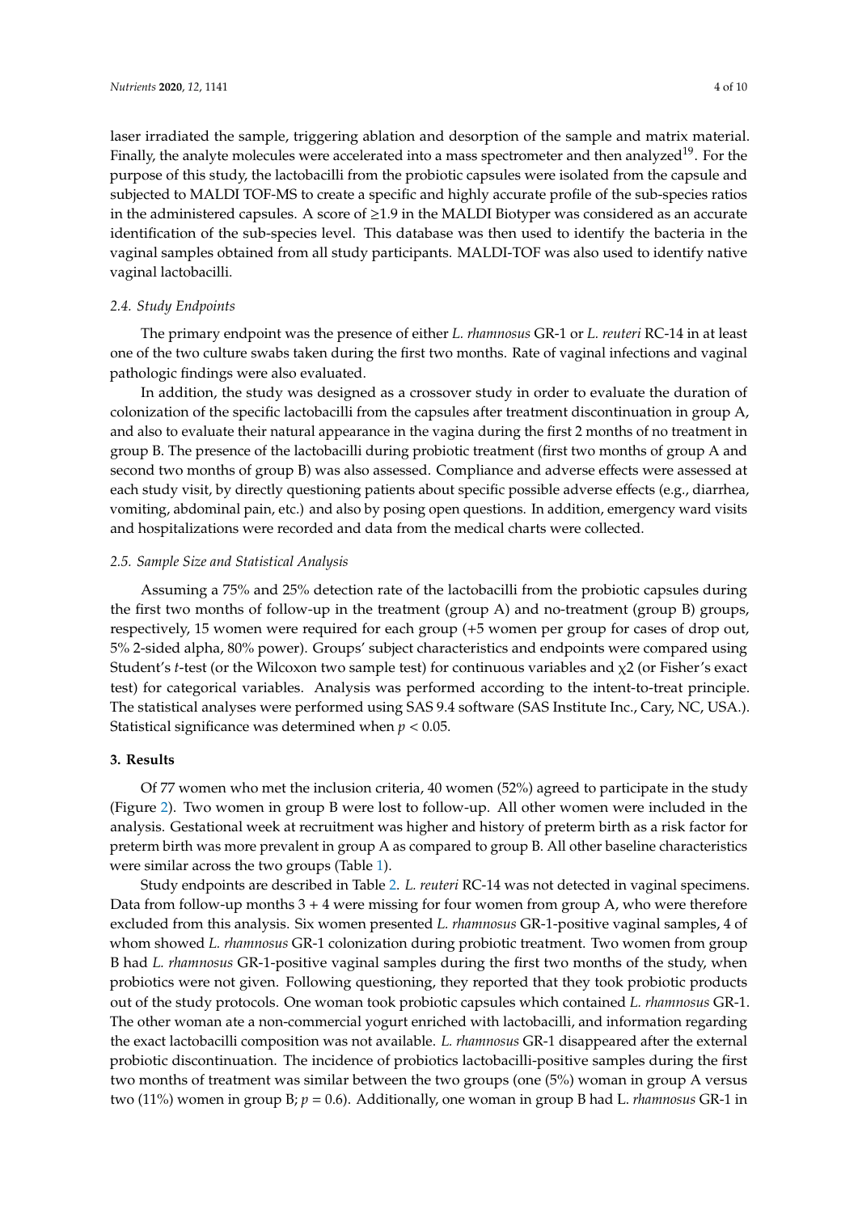laser irradiated the sample, triggering ablation and desorption of the sample and matrix material. Finally, the analyte molecules were accelerated into a mass spectrometer and then analyzed[19]. For the purpose of this study, the lactobacilli from the probiotic capsules were isolated from the capsule and subjected to MALDI TOF-MS to create a specific and highly accurate profile of the sub-species ratios in the administered capsules. A score of ≥1.9 in the MALDI Biotyper was considered as an accurate identification of the sub-species level. This database was then used to identify the bacteria in the vaginal samples obtained from all study participants. MALDI-TOF was also used to identify native vaginal lactobacilli.

### 2.4. Study Endpoints

The primary endpoint was the presence of either *L. rhamnosus* GR-1 or *L. reuteri* RC-14 in at least one of the two culture swabs taken during the first two months. Rate of vaginal infections and vaginal pathologic findings were also evaluated.

In addition, the study was designed as a crossover study in order to evaluate the duration of colonization of the specific lactobacilli from the capsules after treatment discontinuation in group A, and also to evaluate their natural appearance in the vagina during the first 2 months of no treatment in group B. The presence of the lactobacilli during probiotic treatment (first two months of group A and second two months of group B) was also assessed. Compliance and adverse effects were assessed at each study visit, by directly questioning patients about specific possible adverse effects (e.g., diarrhea, vomiting, abdominal pain, etc.) and also by posing open questions. In addition, emergency ward visits and hospitalizations were recorded and data from the medical charts were collected.

### 2.5. Sample Size and Statistical Analysis

Assuming a 75% and 25% detection rate of the lactobacilli from the probiotic capsules during the first two months of follow-up in the treatment (group A) and no-treatment (group B) groups, respectively, 15 women were required for each group (+5 women per group for cases of drop out, 5% 2-sided alpha, 80% power). Groups' subject characteristics and endpoints were compared using Student's *t*-test (or the Wilcoxon two sample test) for continuous variables and $\chi 2$ (or Fisher's exact test) for categorical variables. Analysis was performed according to the intent-to-treat principle. The statistical analyses were performed using SAS 9.4 software (SAS Institute Inc., Cary, NC, USA.). Statistical significance was determined when $p < 0.05$.

## 3. Results

Of 77 women who met the inclusion criteria, 40 women (52%) agreed to participate in the study (Figure 2). Two women in group B were lost to follow-up. All other women were included in the analysis. Gestational week at recruitment was higher and history of preterm birth as a risk factor for preterm birth was more prevalent in group A as compared to group B. All other baseline characteristics were similar across the two groups (Table 1).

Study endpoints are described in Table 2. *L. reuteri* RC-14 was not detected in vaginal specimens. Data from follow-up months 3 + 4 were missing for four women from group A, who were therefore excluded from this analysis. Six women presented *L. rhamnosus* GR-1-positive vaginal samples, 4 of whom showed *L. rhamnosus* GR-1 colonization during probiotic treatment. Two women from group B had *L. rhamnosus* GR-1-positive vaginal samples during the first two months of the study, when probiotics were not given. Following questioning, they reported that they took probiotic products out of the study protocols. One woman took probiotic capsules which contained *L. rhamnosus* GR-1. The other woman ate a non-commercial yogurt enriched with lactobacilli, and information regarding the exact lactobacilli composition was not available. *L. rhamnosus* GR-1 disappeared after the external probiotic discontinuation. The incidence of probiotics lactobacilli-positive samples during the first two months of treatment was similar between the two groups (one (5%) woman in group A versus two (11%) women in group B; $p = 0.6$). Additionally, one woman in group B had L. *rhamnosus* GR-1 in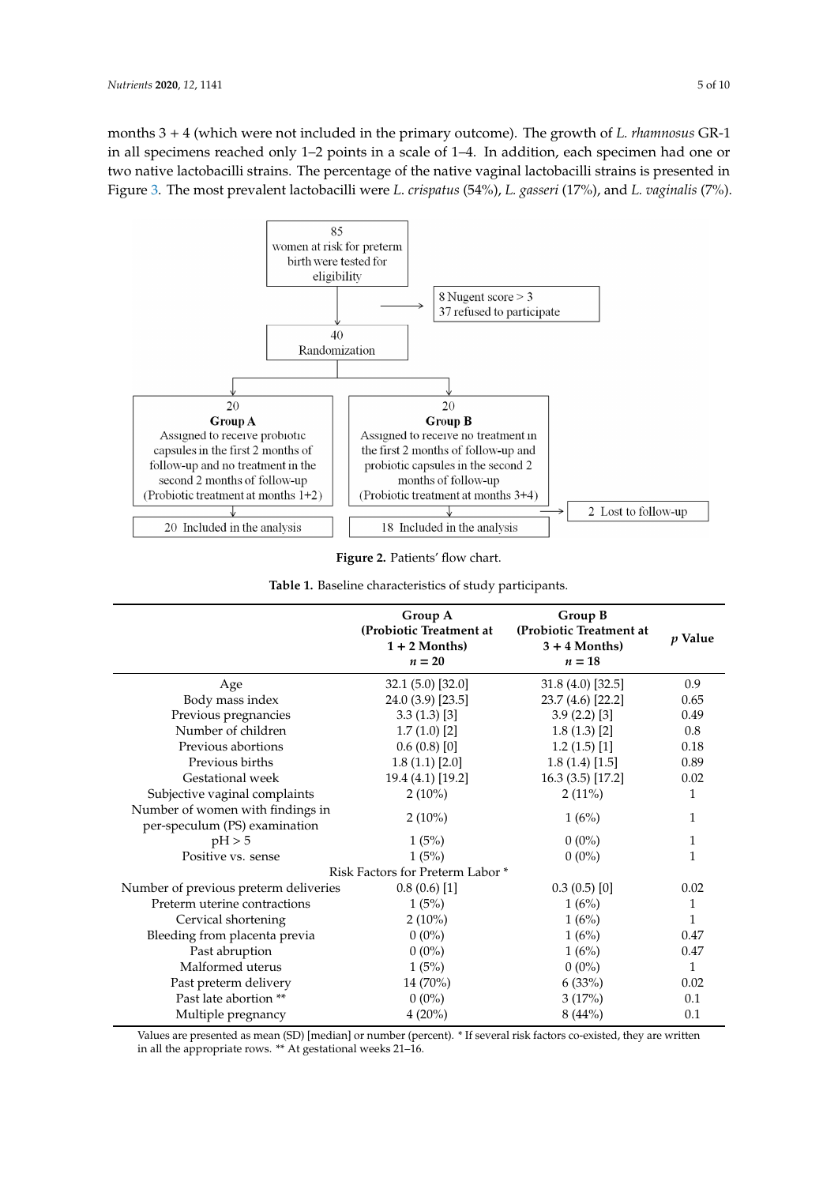months 3 + 4 (which were not included in the primary outcome). The growth of *L. rhamnosus* GR-1 in all specimens reached only 1–2 points in a scale of 1–4. In addition, each specimen had one or two native lactobacilli strains. The percentage of the native vaginal lactobacilli strains is presented in Figure 3. The most prevalent lactobacilli were *L. crispatus* (54%), *L. gasseri* (17%), and *L. vaginalis* (7%).

85 women at risk for preterm birth were tested for eligibility

→ 8 Nugent score > 3; 37 refused to participate

40 Randomization

20 **Group A** Assigned to receive probiotic capsules in the first 2 months of follow-up and no treatment in the second 2 months of follow-up (Probiotic treatment at months 1+2)

20 **Group B** Assigned to receive no treatment in the first 2 months of follow-up and probiotic capsules in the second 2 months of follow-up (Probiotic treatment at months 3+4)

→ 2 Lost to follow-up

20 Included in the analysis

18 Included in the analysis

**Figure 2.** Patients' flow chart.

**Table 1.** Baseline characteristics of study participants.

| | Group A (Probiotic Treatment at 1 + 2 Months) $n = 20$ | Group B (Probiotic Treatment at 3 + 4 Months) $n = 18$ | $p$ Value |
|---|---|---|---|
| Age | 32.1 (5.0) [32.0] | 31.8 (4.0) [32.5] | 0.9 |
| Body mass index | 24.0 (3.9) [23.5] | 23.7 (4.6) [22.2] | 0.65 |
| Previous pregnancies | 3.3 (1.3) [3] | 3.9 (2.2) [3] | 0.49 |
| Number of children | 1.7 (1.0) [2] | 1.8 (1.3) [2] | 0.8 |
| Previous abortions | 0.6 (0.8) [0] | 1.2 (1.5) [1] | 0.18 |
| Previous births | 1.8 (1.1) [2.0] | 1.8 (1.4) [1.5] | 0.89 |
| Gestational week | 19.4 (4.1) [19.2] | 16.3 (3.5) [17.2] | 0.02 |
| Subjective vaginal complaints | 2 (10%) | 2 (11%) | 1 |
| Number of women with findings in per-speculum (PS) examination | 2 (10%) | 1 (6%) | 1 |
| pH > 5 | 1 (5%) | 0 (0%) | 1 |
| Positive vs. sense | 1 (5%) | 0 (0%) | 1 |
| Risk Factors for Preterm Labor * | | | |
| Number of previous preterm deliveries | 0.8 (0.6) [1] | 0.3 (0.5) [0] | 0.02 |
| Preterm uterine contractions | 1 (5%) | 1 (6%) | 1 |
| Cervical shortening | 2 (10%) | 1 (6%) | 1 |
| Bleeding from placenta previa | 0 (0%) | 1 (6%) | 0.47 |
| Past abruption | 0 (0%) | 1 (6%) | 0.47 |
| Malformed uterus | 1 (5%) | 0 (0%) | 1 |
| Past preterm delivery | 14 (70%) | 6 (33%) | 0.02 |
| Past late abortion ** | 0 (0%) | 3 (17%) | 0.1 |
| Multiple pregnancy | 4 (20%) | 8 (44%) | 0.1 |

Values are presented as mean (SD) [median] or number (percent). * If several risk factors co-existed, they are written in all the appropriate rows. ** At gestational weeks 21–16.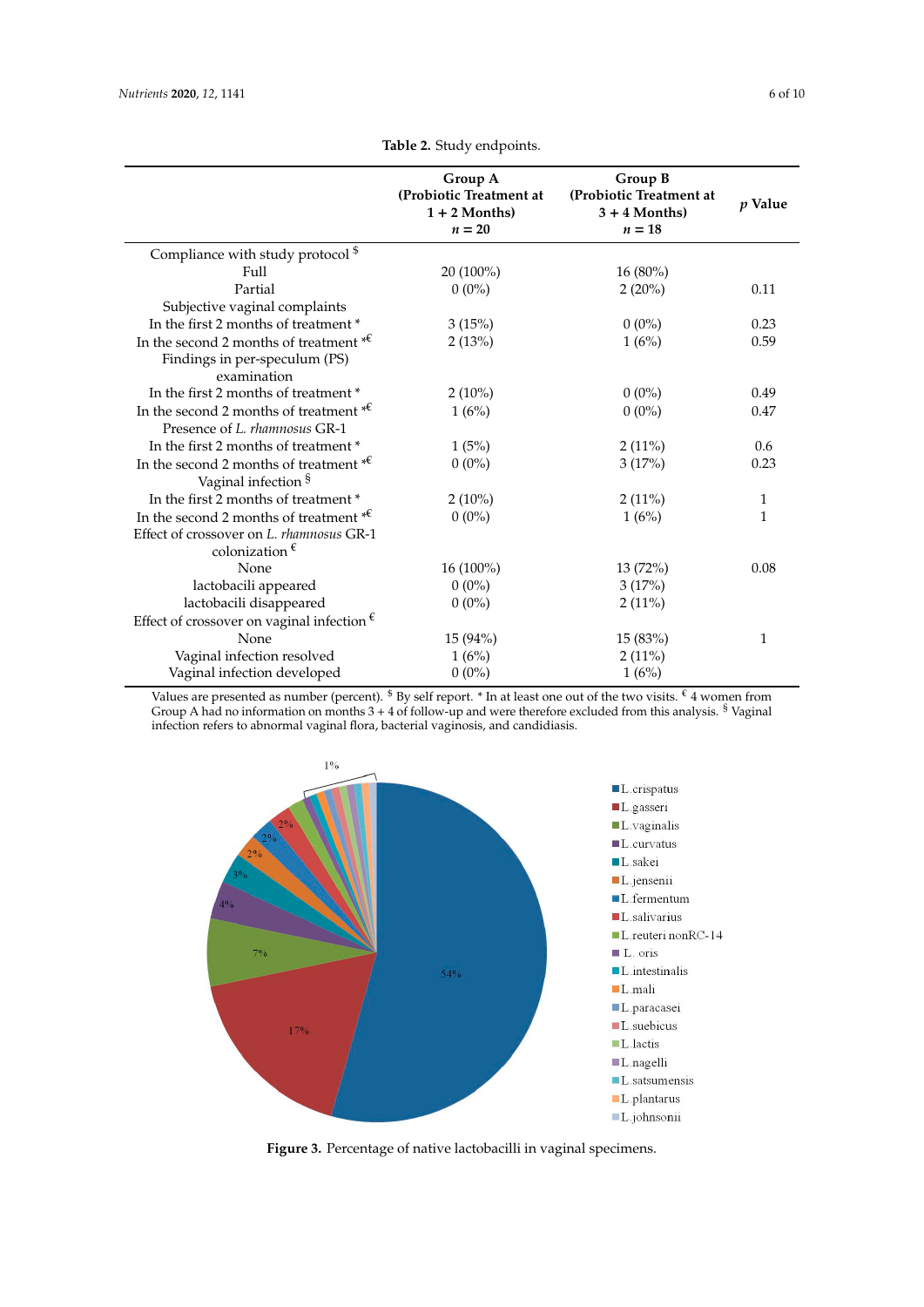**Table 2.** Study endpoints.

| | Group A (Probiotic Treatment at 1 + 2 Months) $n = 20$ | Group B (Probiotic Treatment at 3 + 4 Months) $n = 18$ | *p* Value |
|---|---|---|---|
| Compliance with study protocol $ | | | |
| Full | 20 (100%) | 16 (80%) | |
| Partial | 0 (0%) | 2 (20%) | 0.11 |
| Subjective vaginal complaints | | | |
| In the first 2 months of treatment * | 3 (15%) | 0 (0%) | 0.23 |
| In the second 2 months of treatment *€ | 2 (13%) | 1 (6%) | 0.59 |
| Findings in per-speculum (PS) examination | | | |
| In the first 2 months of treatment * | 2 (10%) | 0 (0%) | 0.49 |
| In the second 2 months of treatment *€ | 1 (6%) | 0 (0%) | 0.47 |
| Presence of *L. rhamnosus* GR-1 | | | |
| In the first 2 months of treatment * | 1 (5%) | 2 (11%) | 0.6 |
| In the second 2 months of treatment *€ | 0 (0%) | 3 (17%) | 0.23 |
| Vaginal infection § | | | |
| In the first 2 months of treatment * | 2 (10%) | 2 (11%) | 1 |
| In the second 2 months of treatment *€ | 0 (0%) | 1 (6%) | 1 |
| Effect of crossover on *L. rhamnosus* GR-1 colonization € | | | |
| None | 16 (100%) | 13 (72%) | 0.08 |
| lactobacili appeared | 0 (0%) | 3 (17%) | |
| lactobacili disappeared | 0 (0%) | 2 (11%) | |
| Effect of crossover on vaginal infection € | | | |
| None | 15 (94%) | 15 (83%) | 1 |
| Vaginal infection resolved | 1 (6%) | 2 (11%) | |
| Vaginal infection developed | 0 (0%) | 1 (6%) | |

Values are presented as number (percent). $ By self report. * In at least one out of the two visits. € 4 women from Group A had no information on months 3 + 4 of follow-up and were therefore excluded from this analysis. § Vaginal infection refers to abnormal vaginal flora, bacterial vaginosis, and candidiasis.

**Figure 3.** Percentage of native lactobacilli in vaginal specimens.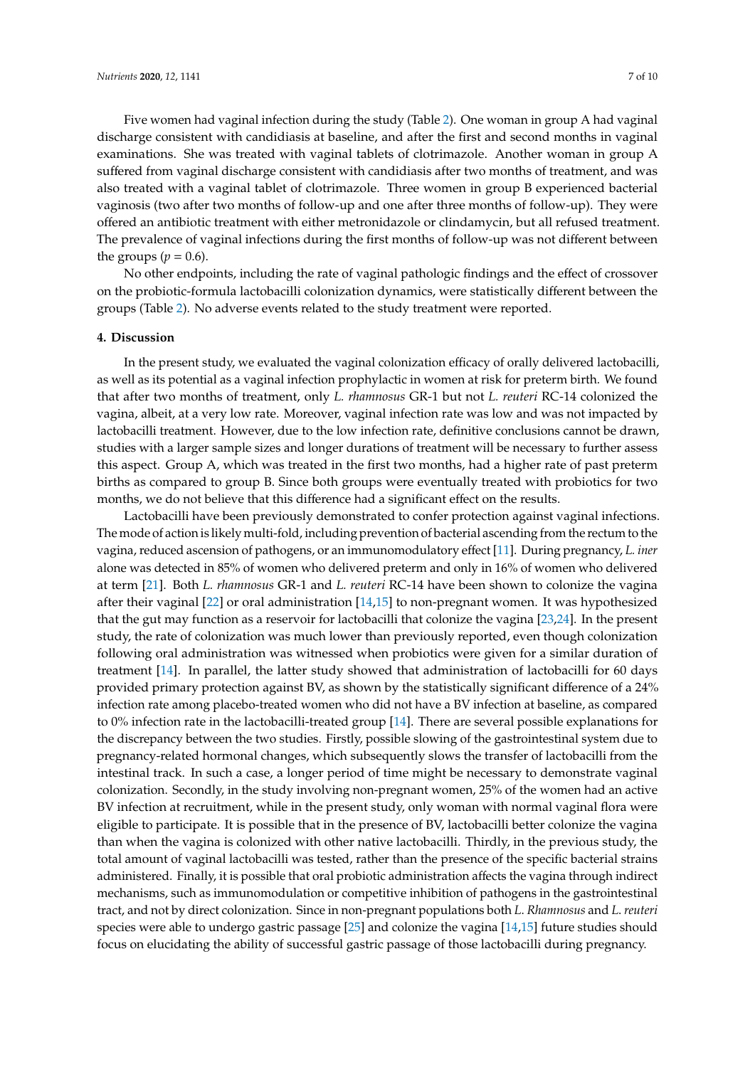Five women had vaginal infection during the study (Table 2). One woman in group A had vaginal discharge consistent with candidiasis at baseline, and after the first and second months in vaginal examinations. She was treated with vaginal tablets of clotrimazole. Another woman in group A suffered from vaginal discharge consistent with candidiasis after two months of treatment, and was also treated with a vaginal tablet of clotrimazole. Three women in group B experienced bacterial vaginosis (two after two months of follow-up and one after three months of follow-up). They were offered an antibiotic treatment with either metronidazole or clindamycin, but all refused treatment. The prevalence of vaginal infections during the first months of follow-up was not different between the groups ($p = 0.6$).

No other endpoints, including the rate of vaginal pathologic findings and the effect of crossover on the probiotic-formula lactobacilli colonization dynamics, were statistically different between the groups (Table 2). No adverse events related to the study treatment were reported.

## 4. Discussion

In the present study, we evaluated the vaginal colonization efficacy of orally delivered lactobacilli, as well as its potential as a vaginal infection prophylactic in women at risk for preterm birth. We found that after two months of treatment, only *L. rhamnosus* GR-1 but not *L. reuteri* RC-14 colonized the vagina, albeit, at a very low rate. Moreover, vaginal infection rate was low and was not impacted by lactobacilli treatment. However, due to the low infection rate, definitive conclusions cannot be drawn, studies with a larger sample sizes and longer durations of treatment will be necessary to further assess this aspect. Group A, which was treated in the first two months, had a higher rate of past preterm births as compared to group B. Since both groups were eventually treated with probiotics for two months, we do not believe that this difference had a significant effect on the results.

Lactobacilli have been previously demonstrated to confer protection against vaginal infections. The mode of action is likely multi-fold, including prevention of bacterial ascending from the rectum to the vagina, reduced ascension of pathogens, or an immunomodulatory effect [11]. During pregnancy, *L. iner* alone was detected in 85% of women who delivered preterm and only in 16% of women who delivered at term [21]. Both *L. rhamnosus* GR-1 and *L. reuteri* RC-14 have been shown to colonize the vagina after their vaginal [22] or oral administration [14,15] to non-pregnant women. It was hypothesized that the gut may function as a reservoir for lactobacilli that colonize the vagina [23,24]. In the present study, the rate of colonization was much lower than previously reported, even though colonization following oral administration was witnessed when probiotics were given for a similar duration of treatment [14]. In parallel, the latter study showed that administration of lactobacilli for 60 days provided primary protection against BV, as shown by the statistically significant difference of a 24% infection rate among placebo-treated women who did not have a BV infection at baseline, as compared to 0% infection rate in the lactobacilli-treated group [14]. There are several possible explanations for the discrepancy between the two studies. Firstly, possible slowing of the gastrointestinal system due to pregnancy-related hormonal changes, which subsequently slows the transfer of lactobacilli from the intestinal track. In such a case, a longer period of time might be necessary to demonstrate vaginal colonization. Secondly, in the study involving non-pregnant women, 25% of the women had an active BV infection at recruitment, while in the present study, only woman with normal vaginal flora were eligible to participate. It is possible that in the presence of BV, lactobacilli better colonize the vagina than when the vagina is colonized with other native lactobacilli. Thirdly, in the previous study, the total amount of vaginal lactobacilli was tested, rather than the presence of the specific bacterial strains administered. Finally, it is possible that oral probiotic administration affects the vagina through indirect mechanisms, such as immunomodulation or competitive inhibition of pathogens in the gastrointestinal tract, and not by direct colonization. Since in non-pregnant populations both *L. Rhamnosus* and *L. reuteri* species were able to undergo gastric passage [25] and colonize the vagina [14,15] future studies should focus on elucidating the ability of successful gastric passage of those lactobacilli during pregnancy.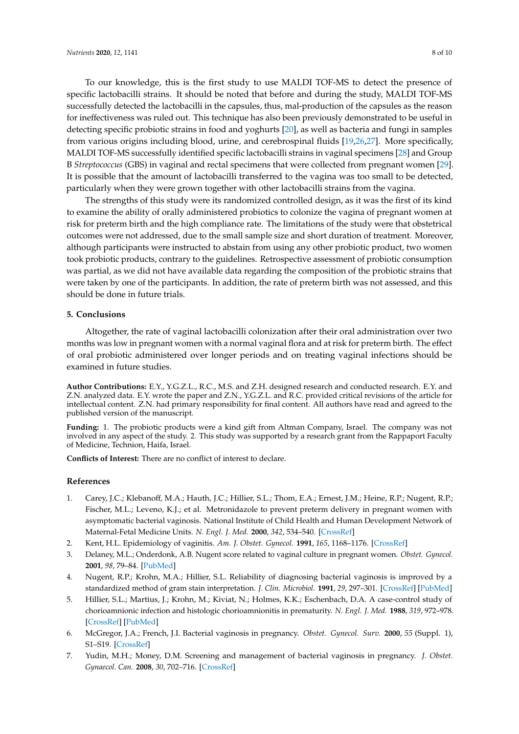To our knowledge, this is the first study to use MALDI TOF-MS to detect the presence of specific lactobacilli strains. It should be noted that before and during the study, MALDI TOF-MS successfully detected the lactobacilli in the capsules, thus, mal-production of the capsules as the reason for ineffectiveness was ruled out. This technique has also been previously demonstrated to be useful in detecting specific probiotic strains in food and yoghurts [20], as well as bacteria and fungi in samples from various origins including blood, urine, and cerebrospinal fluids [19,26,27]. More specifically, MALDI TOF-MS successfully identified specific lactobacilli strains in vaginal specimens [28] and Group B *Streptococcus* (GBS) in vaginal and rectal specimens that were collected from pregnant women [29]. It is possible that the amount of lactobacilli transferred to the vagina was too small to be detected, particularly when they were grown together with other lactobacilli strains from the vagina.

The strengths of this study were its randomized controlled design, as it was the first of its kind to examine the ability of orally administered probiotics to colonize the vagina of pregnant women at risk for preterm birth and the high compliance rate. The limitations of the study were that obstetrical outcomes were not addressed, due to the small sample size and short duration of treatment. Moreover, although participants were instructed to abstain from using any other probiotic product, two women took probiotic products, contrary to the guidelines. Retrospective assessment of probiotic consumption was partial, as we did not have available data regarding the composition of the probiotic strains that were taken by one of the participants. In addition, the rate of preterm birth was not assessed, and this should be done in future trials.

## 5. Conclusions

Altogether, the rate of vaginal lactobacilli colonization after their oral administration over two months was low in pregnant women with a normal vaginal flora and at risk for preterm birth. The effect of oral probiotic administered over longer periods and on treating vaginal infections should be examined in future studies.

**Author Contributions:** E.Y., Y.G.Z.L., R.C., M.S. and Z.H. designed research and conducted research. E.Y. and Z.N. analyzed data. E.Y. wrote the paper and Z.N., Y.G.Z.L. and R.C. provided critical revisions of the article for intellectual content. Z.N. had primary responsibility for final content. All authors have read and agreed to the published version of the manuscript.

**Funding:** 1. The probiotic products were a kind gift from Altman Company, Israel. The company was not involved in any aspect of the study. 2. This study was supported by a research grant from the Rappaport Faculty of Medicine, Technion, Haifa, Israel.

**Conflicts of Interest:** There are no conflict of interest to declare.

## References

1. Carey, J.C.; Klebanoff, M.A.; Hauth, J.C.; Hillier, S.L.; Thom, E.A.; Ernest, J.M.; Heine, R.P.; Nugent, R.P.; Fischer, M.L.; Leveno, K.J.; et al. Metronidazole to prevent preterm delivery in pregnant women with asymptomatic bacterial vaginosis. National Institute of Child Health and Human Development Network of Maternal-Fetal Medicine Units. *N. Engl. J. Med.* **2000**, *342*, 534–540. [CrossRef]
2. Kent, H.L. Epidemiology of vaginitis. *Am. J. Obstet. Gynecol.* **1991**, *165*, 1168–1176. [CrossRef]
3. Delaney, M.L.; Onderdonk, A.B. Nugent score related to vaginal culture in pregnant women. *Obstet. Gynecol.* **2001**, *98*, 79–84. [PubMed]
4. Nugent, R.P.; Krohn, M.A.; Hillier, S.L. Reliability of diagnosing bacterial vaginosis is improved by a standardized method of gram stain interpretation. *J. Clin. Microbiol.* **1991**, *29*, 297–301. [CrossRef] [PubMed]
5. Hillier, S.L.; Martius, J.; Krohn, M.; Kiviat, N.; Holmes, K.K.; Eschenbach, D.A. A case-control study of chorioamnionic infection and histologic chorioamnionitis in prematurity. *N. Engl. J. Med.* **1988**, *319*, 972–978. [CrossRef] [PubMed]
6. McGregor, J.A.; French, J.I. Bacterial vaginosis in pregnancy. *Obstet. Gynecol. Surv.* **2000**, *55* (Suppl. 1), S1–S19. [CrossRef]
7. Yudin, M.H.; Money, D.M. Screening and management of bacterial vaginosis in pregnancy. *J. Obstet. Gynaecol. Can.* **2008**, *30*, 702–716. [CrossRef]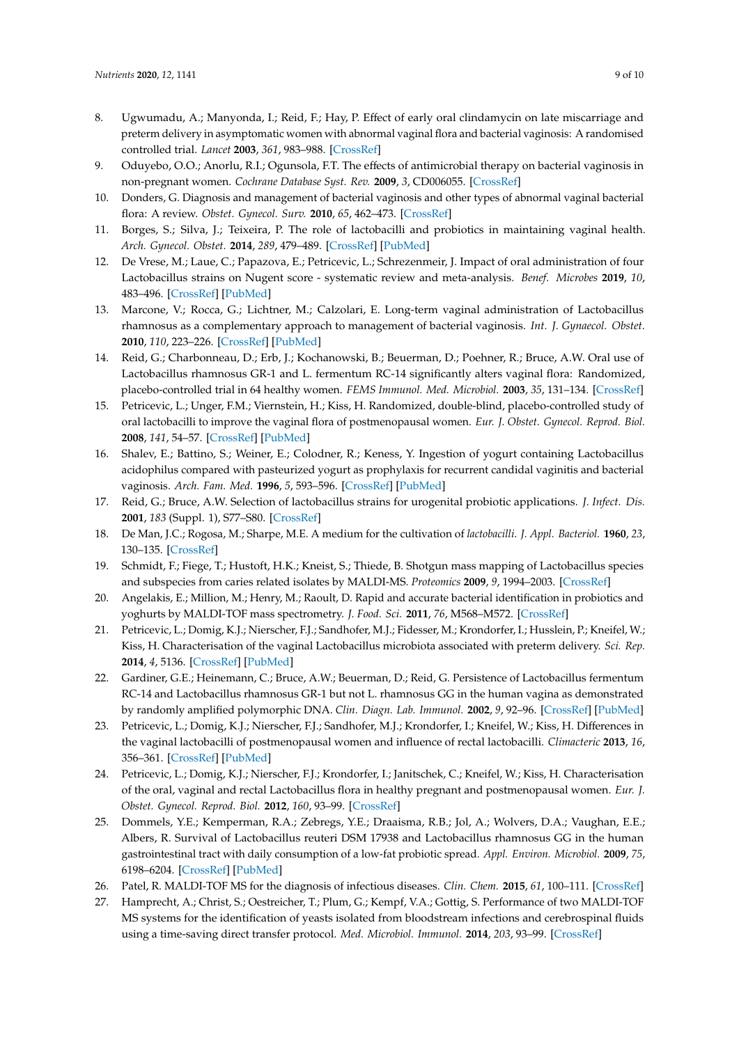8. Ugwumadu, A.; Manyonda, I.; Reid, F.; Hay, P. Effect of early oral clindamycin on late miscarriage and preterm delivery in asymptomatic women with abnormal vaginal flora and bacterial vaginosis: A randomised controlled trial. *Lancet* **2003**, *361*, 983–988. [CrossRef]
9. Oduyebo, O.O.; Anorlu, R.I.; Ogunsola, F.T. The effects of antimicrobial therapy on bacterial vaginosis in non-pregnant women. *Cochrane Database Syst. Rev.* **2009**, *3*, CD006055. [CrossRef]
10. Donders, G. Diagnosis and management of bacterial vaginosis and other types of abnormal vaginal bacterial flora: A review. *Obstet. Gynecol. Surv.* **2010**, *65*, 462–473. [CrossRef]
11. Borges, S.; Silva, J.; Teixeira, P. The role of lactobacilli and probiotics in maintaining vaginal health. *Arch. Gynecol. Obstet.* **2014**, *289*, 479–489. [CrossRef] [PubMed]
12. De Vrese, M.; Laue, C.; Papazova, E.; Petricevic, L.; Schrezenmeir, J. Impact of oral administration of four Lactobacillus strains on Nugent score - systematic review and meta-analysis. *Benef. Microbes* **2019**, *10*, 483–496. [CrossRef] [PubMed]
13. Marcone, V.; Rocca, G.; Lichtner, M.; Calzolari, E. Long-term vaginal administration of Lactobacillus rhamnosus as a complementary approach to management of bacterial vaginosis. *Int. J. Gynaecol. Obstet.* **2010**, *110*, 223–226. [CrossRef] [PubMed]
14. Reid, G.; Charbonneau, D.; Erb, J.; Kochanowski, B.; Beuerman, D.; Poehner, R.; Bruce, A.W. Oral use of Lactobacillus rhamnosus GR-1 and L. fermentum RC-14 significantly alters vaginal flora: Randomized, placebo-controlled trial in 64 healthy women. *FEMS Immunol. Med. Microbiol.* **2003**, *35*, 131–134. [CrossRef]
15. Petricevic, L.; Unger, F.M.; Viernstein, H.; Kiss, H. Randomized, double-blind, placebo-controlled study of oral lactobacilli to improve the vaginal flora of postmenopausal women. *Eur. J. Obstet. Gynecol. Reprod. Biol.* **2008**, *141*, 54–57. [CrossRef] [PubMed]
16. Shalev, E.; Battino, S.; Weiner, E.; Colodner, R.; Keness, Y. Ingestion of yogurt containing Lactobacillus acidophilus compared with pasteurized yogurt as prophylaxis for recurrent candidal vaginitis and bacterial vaginosis. *Arch. Fam. Med.* **1996**, *5*, 593–596. [CrossRef] [PubMed]
17. Reid, G.; Bruce, A.W. Selection of lactobacillus strains for urogenital probiotic applications. *J. Infect. Dis.* **2001**, *183* (Suppl. 1), S77–S80. [CrossRef]
18. De Man, J.C.; Rogosa, M.; Sharpe, M.E. A medium for the cultivation of *lactobacilli*. *J. Appl. Bacteriol.* **1960**, *23*, 130–135. [CrossRef]
19. Schmidt, F.; Fiege, T.; Hustoft, H.K.; Kneist, S.; Thiede, B. Shotgun mass mapping of Lactobacillus species and subspecies from caries related isolates by MALDI-MS. *Proteomics* **2009**, *9*, 1994–2003. [CrossRef]
20. Angelakis, E.; Million, M.; Henry, M.; Raoult, D. Rapid and accurate bacterial identification in probiotics and yoghurts by MALDI-TOF mass spectrometry. *J. Food. Sci.* **2011**, *76*, M568–M572. [CrossRef]
21. Petricevic, L.; Domig, K.J.; Nierscher, F.J.; Sandhofer, M.J.; Fidesser, M.; Krondorfer, I.; Husslein, P.; Kneifel, W.; Kiss, H. Characterisation of the vaginal Lactobacillus microbiota associated with preterm delivery. *Sci. Rep.* **2014**, *4*, 5136. [CrossRef] [PubMed]
22. Gardiner, G.E.; Heinemann, C.; Bruce, A.W.; Beuerman, D.; Reid, G. Persistence of Lactobacillus fermentum RC-14 and Lactobacillus rhamnosus GR-1 but not L. rhamnosus GG in the human vagina as demonstrated by randomly amplified polymorphic DNA. *Clin. Diagn. Lab. Immunol.* **2002**, *9*, 92–96. [CrossRef] [PubMed]
23. Petricevic, L.; Domig, K.J.; Nierscher, F.J.; Sandhofer, M.J.; Krondorfer, I.; Kneifel, W.; Kiss, H. Differences in the vaginal lactobacilli of postmenopausal women and influence of rectal lactobacilli. *Climacteric* **2013**, *16*, 356–361. [CrossRef] [PubMed]
24. Petricevic, L.; Domig, K.J.; Nierscher, F.J.; Krondorfer, I.; Janitschek, C.; Kneifel, W.; Kiss, H. Characterisation of the oral, vaginal and rectal Lactobacillus flora in healthy pregnant and postmenopausal women. *Eur. J. Obstet. Gynecol. Reprod. Biol.* **2012**, *160*, 93–99. [CrossRef]
25. Dommels, Y.E.; Kemperman, R.A.; Zebregs, Y.E.; Draaisma, R.B.; Jol, A.; Wolvers, D.A.; Vaughan, E.E.; Albers, R. Survival of Lactobacillus reuteri DSM 17938 and Lactobacillus rhamnosus GG in the human gastrointestinal tract with daily consumption of a low-fat probiotic spread. *Appl. Environ. Microbiol.* **2009**, *75*, 6198–6204. [CrossRef] [PubMed]
26. Patel, R. MALDI-TOF MS for the diagnosis of infectious diseases. *Clin. Chem.* **2015**, *61*, 100–111. [CrossRef]
27. Hamprecht, A.; Christ, S.; Oestreicher, T.; Plum, G.; Kempf, V.A.; Gottig, S. Performance of two MALDI-TOF MS systems for the identification of yeasts isolated from bloodstream infections and cerebrospinal fluids using a time-saving direct transfer protocol. *Med. Microbiol. Immunol.* **2014**, *203*, 93–99. [CrossRef]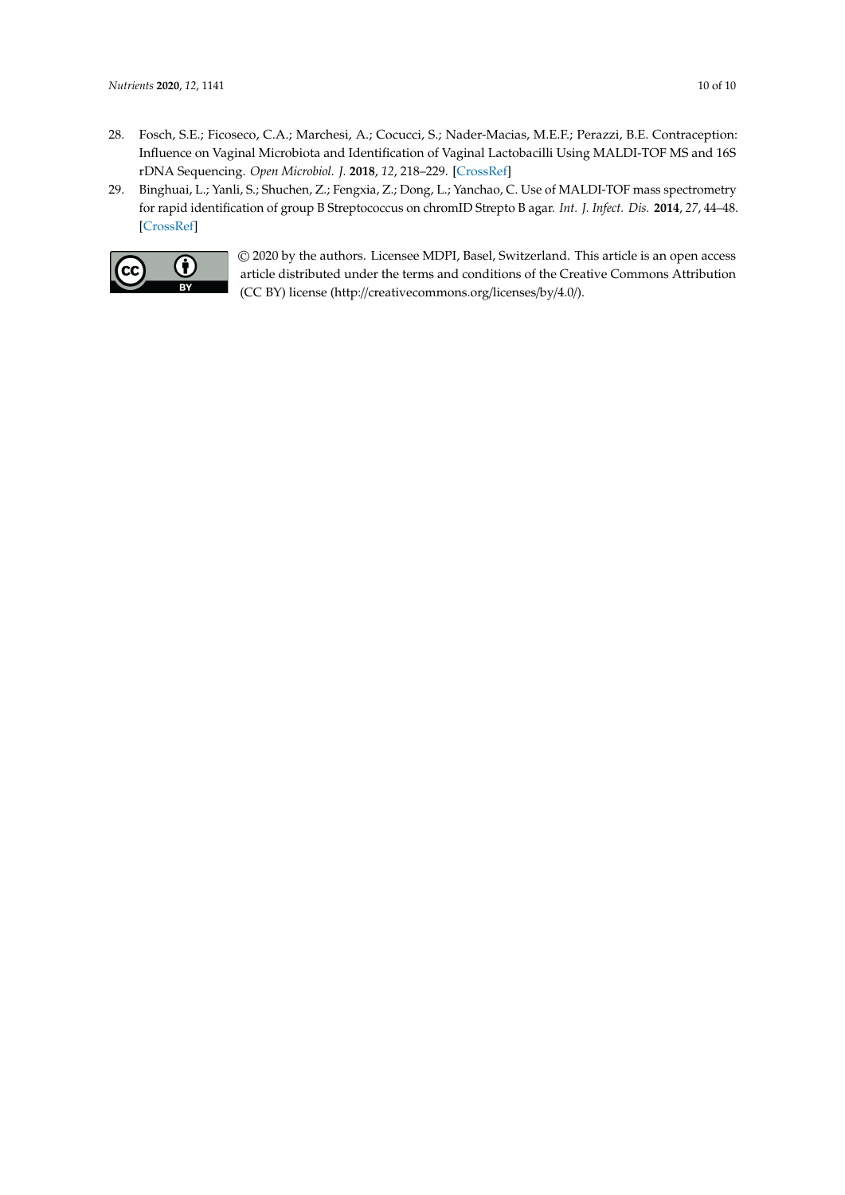28. Fosch, S.E.; Ficoseco, C.A.; Marchesi, A.; Cocucci, S.; Nader-Macias, M.E.F.; Perazzi, B.E. Contraception: Influence on Vaginal Microbiota and Identification of Vaginal Lactobacilli Using MALDI-TOF MS and 16S rDNA Sequencing. *Open Microbiol. J.* **2018**, *12*, 218–229. [CrossRef]
29. Binghuai, L.; Yanli, S.; Shuchen, Z.; Fengxia, Z.; Dong, L.; Yanchao, C. Use of MALDI-TOF mass spectrometry for rapid identification of group B Streptococcus on chromID Strepto B agar. *Int. J. Infect. Dis.* **2014**, *27*, 44–48. [CrossRef]

© 2020 by the authors. Licensee MDPI, Basel, Switzerland. This article is an open access article distributed under the terms and conditions of the Creative Commons Attribution (CC BY) license (http://creativecommons.org/licenses/by/4.0/).